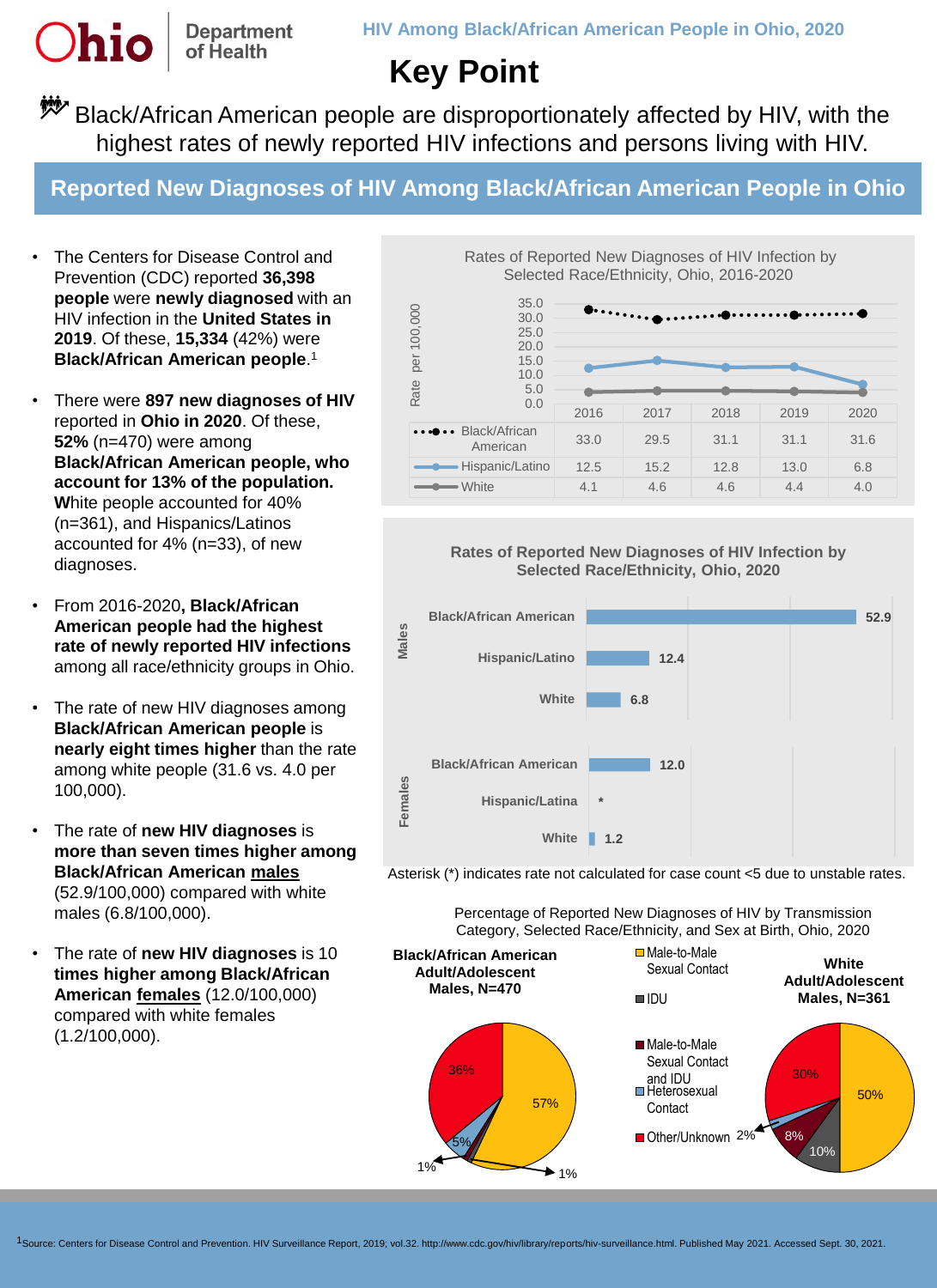# Ohio Department of Health

## HIV Among Black/African American People in Ohio, 2020

# Key Point

Black/African American people are disproportionately affected by HIV, with the highest rates of newly reported HIV infections and persons living with HIV.

## Reported New Diagnoses of HIV Among Black/African American People in Ohio

- The Centers for Disease Control and Prevention (CDC) reported **36,398 people** were **newly diagnosed** with an HIV infection in the **United States in 2019**. Of these, **15,334** (42%) were **Black/African American people**.[1]
- There were **897 new diagnoses of HIV** reported in **Ohio in 2020**. Of these, **52%** (n=470) were among **Black/African American people, who account for 13% of the population.** **W**hite people accounted for 40% (n=361), and Hispanics/Latinos accounted for 4% (n=33), of new diagnoses.
- From 2016-2020**, Black/African American people had the highest rate of newly reported HIV infections** among all race/ethnicity groups in Ohio.
- The rate of new HIV diagnoses among **Black/African American people** is **nearly eight times higher** than the rate among white people (31.6 vs. 4.0 per 100,000).
- The rate of **new HIV diagnoses** is **more than seven times higher among Black/African American males** (52.9/100,000) compared with white males (6.8/100,000).
- The rate of **new HIV diagnoses** is 10 **times higher among Black/African American females** (12.0/100,000) compared with white females (1.2/100,000).

Rates of Reported New Diagnoses of HIV Infection by Selected Race/Ethnicity, Ohio, 2016-2020

| Rate per 100,000 | 2016 | 2017 | 2018 | 2019 | 2020 |
|---|---|---|---|---|---|
| Black/African American | 33.0 | 29.5 | 31.1 | 31.1 | 31.6 |
| Hispanic/Latino | 12.5 | 15.2 | 12.8 | 13.0 | 6.8 |
| White | 4.1 | 4.6 | 4.6 | 4.4 | 4.0 |

**Rates of Reported New Diagnoses of HIV Infection by Selected Race/Ethnicity, Ohio, 2020**

| Sex | Race/Ethnicity | Rate |
|---|---|---|
| Males | Black/African American | 52.9 |
| | Hispanic/Latino | 12.4 |
| | White | 6.8 |
| Females | Black/African American | 12.0 |
| | Hispanic/Latina | * |
| | White | 1.2 |

Asterisk (*) indicates rate not calculated for case count <5 due to unstable rates.

Percentage of Reported New Diagnoses of HIV by Transmission Category, Selected Race/Ethnicity, and Sex at Birth, Ohio, 2020

| Transmission Category | Black/African American Adult/Adolescent Males, N=470 | White Adult/Adolescent Males, N=361 |
|---|---|---|
| Male-to-Male Sexual Contact | 57% | 50% |
| IDU | 1% | 10% |
| Male-to-Male Sexual Contact and IDU | 1% | 8% |
| Heterosexual Contact | 5% | 2% |
| Other/Unknown | 36% | 30% |

[1]Source: Centers for Disease Control and Prevention. HIV Surveillance Report, 2019; vol.32. http://www.cdc.gov/hiv/library/reports/hiv-surveillance.html. Published May 2021. Accessed Sept. 30, 2021.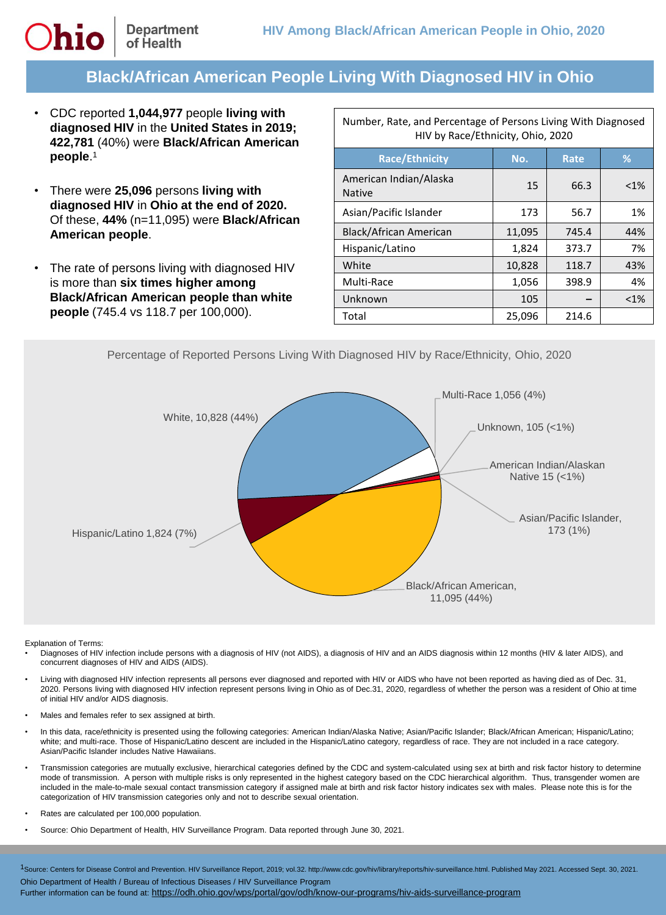# HIV Among Black/African American People in Ohio, 2020

## Black/African American People Living With Diagnosed HIV in Ohio

- CDC reported **1,044,977** people **living with diagnosed HIV** in the **United States in 2019; 422,781** (40%) were **Black/African American people**.[1]
- There were **25,096** persons **living with diagnosed HIV** in **Ohio at the end of 2020.** Of these, **44%** (n=11,095) were **Black/African American people**.
- The rate of persons living with diagnosed HIV is more than **six times higher among Black/African American people than white people** (745.4 vs 118.7 per 100,000).

Number, Rate, and Percentage of Persons Living With Diagnosed HIV by Race/Ethnicity, Ohio, 2020

| Race/Ethnicity | No. | Rate | % |
|---|---|---|---|
| American Indian/Alaska Native | 15 | 66.3 | <1% |
| Asian/Pacific Islander | 173 | 56.7 | 1% |
| Black/African American | 11,095 | 745.4 | 44% |
| Hispanic/Latino | 1,824 | 373.7 | 7% |
| White | 10,828 | 118.7 | 43% |
| Multi-Race | 1,056 | 398.9 | 4% |
| Unknown | 105 | – | <1% |
| Total | 25,096 | 214.6 | |

Percentage of Reported Persons Living With Diagnosed HIV by Race/Ethnicity, Ohio, 2020

White, 10,828 (44%)
Multi-Race 1,056 (4%)
Unknown, 105 (<1%)
American Indian/Alaskan Native 15 (<1%)
Asian/Pacific Islander, 173 (1%)
Black/African American, 11,095 (44%)
Hispanic/Latino 1,824 (7%)

Explanation of Terms:

- Diagnoses of HIV infection include persons with a diagnosis of HIV (not AIDS), a diagnosis of HIV and an AIDS diagnosis within 12 months (HIV & later AIDS), and concurrent diagnoses of HIV and AIDS (AIDS).
- Living with diagnosed HIV infection represents all persons ever diagnosed and reported with HIV or AIDS who have not been reported as having died as of Dec. 31, 2020. Persons living with diagnosed HIV infection represent persons living in Ohio as of Dec.31, 2020, regardless of whether the person was a resident of Ohio at time of initial HIV and/or AIDS diagnosis.
- Males and females refer to sex assigned at birth.
- In this data, race/ethnicity is presented using the following categories: American Indian/Alaska Native; Asian/Pacific Islander; Black/African American; Hispanic/Latino; white; and multi-race. Those of Hispanic/Latino descent are included in the Hispanic/Latino category, regardless of race. They are not included in a race category. Asian/Pacific Islander includes Native Hawaiians.
- Transmission categories are mutually exclusive, hierarchical categories defined by the CDC and system-calculated using sex at birth and risk factor history to determine mode of transmission. A person with multiple risks is only represented in the highest category based on the CDC hierarchical algorithm. Thus, transgender women are included in the male-to-male sexual contact transmission category if assigned male at birth and risk factor history indicates sex with males. Please note this is for the categorization of HIV transmission categories only and not to describe sexual orientation.
- Rates are calculated per 100,000 population.
- Source: Ohio Department of Health, HIV Surveillance Program. Data reported through June 30, 2021.

[1]Source: Centers for Disease Control and Prevention. HIV Surveillance Report, 2019; vol.32. http://www.cdc.gov/hiv/library/reports/hiv-surveillance.html. Published May 2021. Accessed Sept. 30, 2021.

Ohio Department of Health / Bureau of Infectious Diseases / HIV Surveillance Program

Further information can be found at: https://odh.ohio.gov/wps/portal/gov/odh/know-our-programs/hiv-aids-surveillance-program